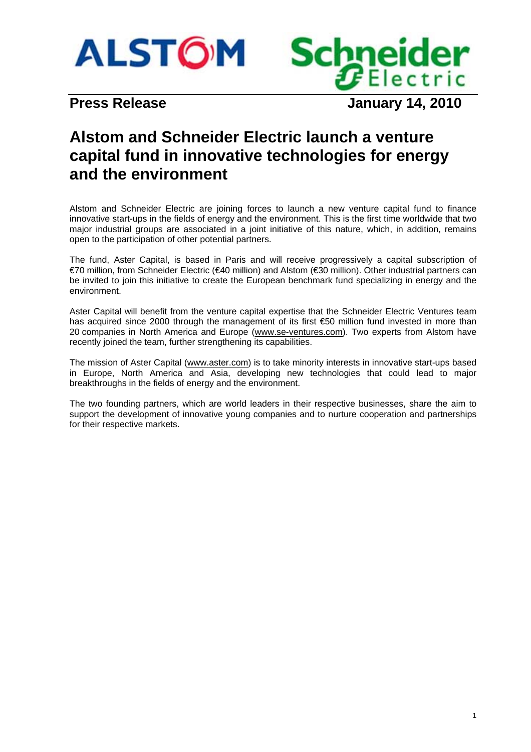ALSTOM Schneider Electric

**Press Release** **January 14, 2010**

# Alstom and Schneider Electric launch a venture capital fund in innovative technologies for energy and the environment

Alstom and Schneider Electric are joining forces to launch a new venture capital fund to finance innovative start-ups in the fields of energy and the environment. This is the first time worldwide that two major industrial groups are associated in a joint initiative of this nature, which, in addition, remains open to the participation of other potential partners.

The fund, Aster Capital, is based in Paris and will receive progressively a capital subscription of €70 million, from Schneider Electric (€40 million) and Alstom (€30 million). Other industrial partners can be invited to join this initiative to create the European benchmark fund specializing in energy and the environment.

Aster Capital will benefit from the venture capital expertise that the Schneider Electric Ventures team has acquired since 2000 through the management of its first €50 million fund invested in more than 20 companies in North America and Europe (www.se-ventures.com). Two experts from Alstom have recently joined the team, further strengthening its capabilities.

The mission of Aster Capital (www.aster.com) is to take minority interests in innovative start-ups based in Europe, North America and Asia, developing new technologies that could lead to major breakthroughs in the fields of energy and the environment.

The two founding partners, which are world leaders in their respective businesses, share the aim to support the development of innovative young companies and to nurture cooperation and partnerships for their respective markets.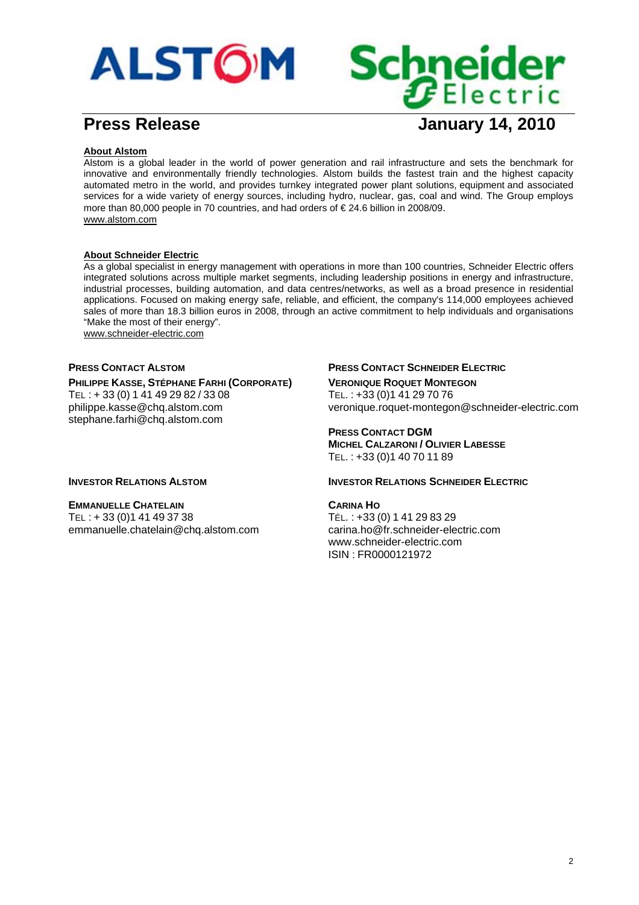# Press Release

**January 14, 2010**

**About Alstom**

Alstom is a global leader in the world of power generation and rail infrastructure and sets the benchmark for innovative and environmentally friendly technologies. Alstom builds the fastest train and the highest capacity automated metro in the world, and provides turnkey integrated power plant solutions, equipment and associated services for a wide variety of energy sources, including hydro, nuclear, gas, coal and wind. The Group employs more than 80,000 people in 70 countries, and had orders of € 24.6 billion in 2008/09.
www.alstom.com

**About Schneider Electric**

As a global specialist in energy management with operations in more than 100 countries, Schneider Electric offers integrated solutions across multiple market segments, including leadership positions in energy and infrastructure, industrial processes, building automation, and data centres/networks, as well as a broad presence in residential applications. Focused on making energy safe, reliable, and efficient, the company's 114,000 employees achieved sales of more than 18.3 billion euros in 2008, through an active commitment to help individuals and organisations "Make the most of their energy".
www.schneider-electric.com

**PRESS CONTACT ALSTOM**

**PHILIPPE KASSE, STÉPHANE FARHI (CORPORATE)**
TEL : + 33 (0) 1 41 49 29 82 / 33 08
philippe.kasse@chq.alstom.com
stephane.farhi@chq.alstom.com

**PRESS CONTACT SCHNEIDER ELECTRIC**

**VERONIQUE ROQUET MONTEGON**
TEL. : +33 (0)1 41 29 70 76
veronique.roquet-montegon@schneider-electric.com

**PRESS CONTACT DGM**
**MICHEL CALZARONI / OLIVIER LABESSE**
TEL. : +33 (0)1 40 70 11 89

**INVESTOR RELATIONS ALSTOM**

**EMMANUELLE CHATELAIN**
TEL : + 33 (0)1 41 49 37 38
emmanuelle.chatelain@chq.alstom.com

**INVESTOR RELATIONS SCHNEIDER ELECTRIC**

**CARINA HO**
TÉL. : +33 (0) 1 41 29 83 29
carina.ho@fr.schneider-electric.com
www.schneider-electric.com
ISIN : FR0000121972